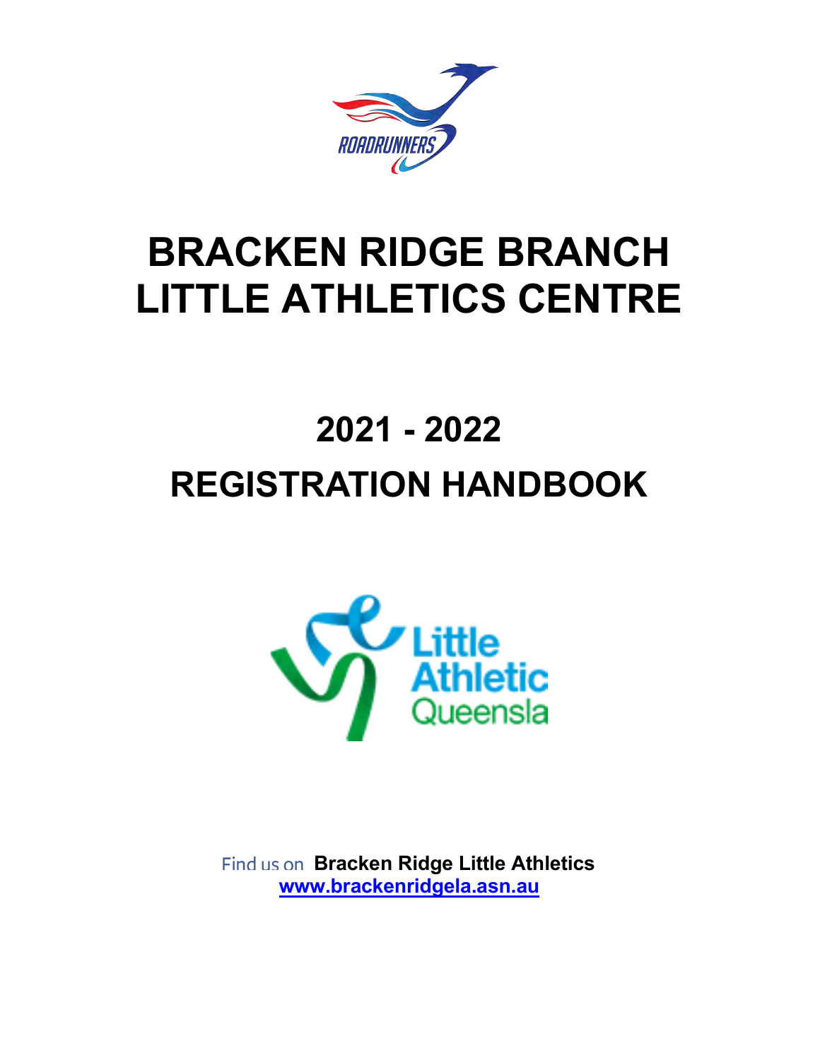# BRACKEN RIDGE BRANCH LITTLE ATHLETICS CENTRE

# 2021 - 2022 REGISTRATION HANDBOOK

Find us on **Bracken Ridge Little Athletics**

**www.brackenridgela.asn.au**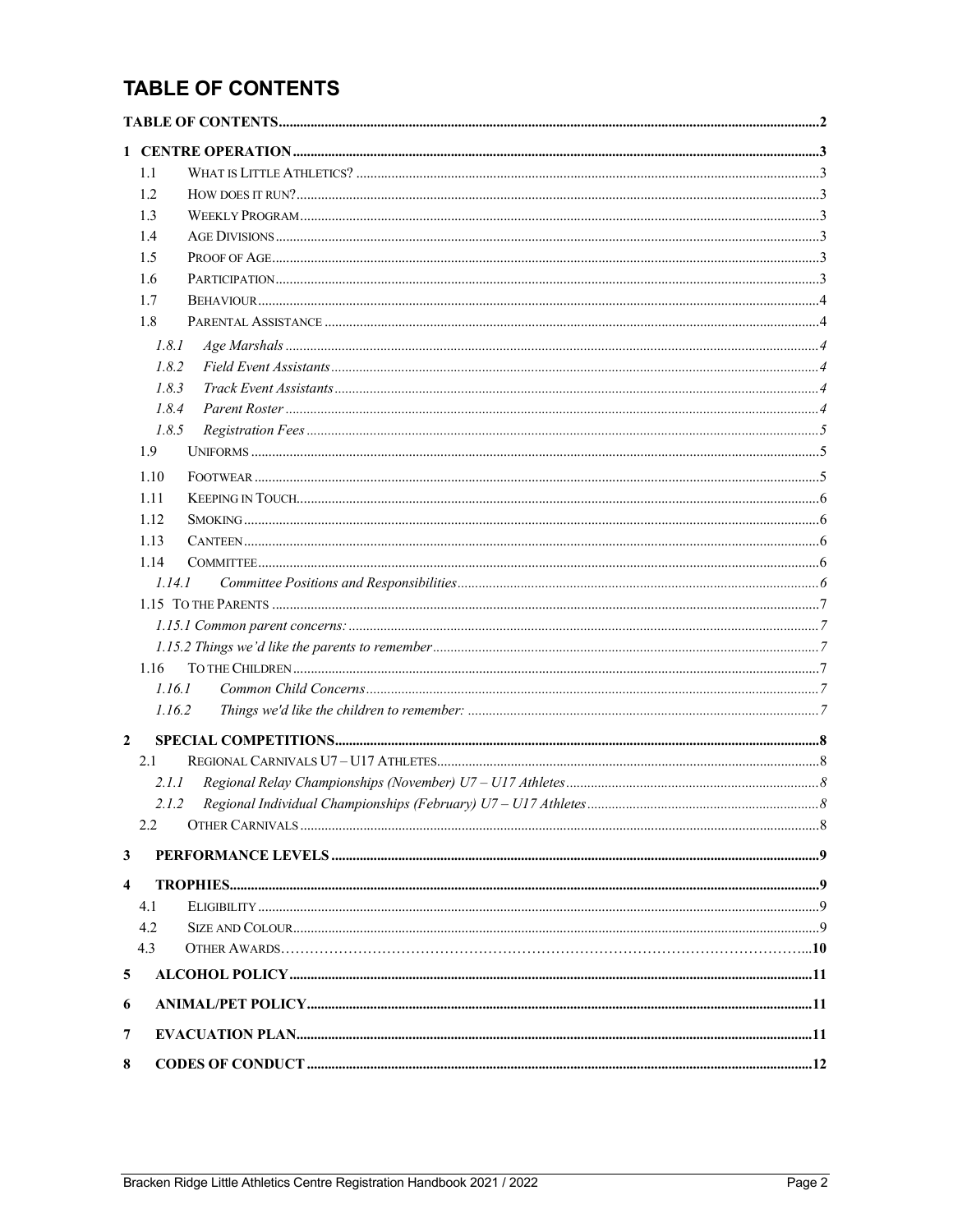# TABLE OF CONTENTS

TABLE OF CONTENTS ... 2

1 CENTRE OPERATION ... 3
- 1.1 What is Little Athletics? ... 3
- 1.2 How does it run? ... 3
- 1.3 Weekly Program ... 3
- 1.4 Age Divisions ... 3
- 1.5 Proof of Age ... 3
- 1.6 Participation ... 3
- 1.7 Behaviour ... 4
- 1.8 Parental Assistance ... 4
  - *1.8.1 Age Marshals ... 4*
  - *1.8.2 Field Event Assistants ... 4*
  - *1.8.3 Track Event Assistants ... 4*
  - *1.8.4 Parent Roster ... 4*
  - *1.8.5 Registration Fees ... 5*
- 1.9 Uniforms ... 5
- 1.10 Footwear ... 5
- 1.11 Keeping in Touch ... 6
- 1.12 Smoking ... 6
- 1.13 Canteen ... 6
- 1.14 Committee ... 6
  - *1.14.1 Committee Positions and Responsibilities ... 6*
- 1.15 To the Parents ... 7
  - *1.15.1 Common parent concerns: ... 7*
  - *1.15.2 Things we'd like the parents to remember ... 7*
- 1.16 To the Children ... 7
  - *1.16.1 Common Child Concerns ... 7*
  - *1.16.2 Things we'd like the children to remember: ... 7*

2 SPECIAL COMPETITIONS ... 8
- 2.1 Regional Carnivals U7 – U17 Athletes ... 8
  - *2.1.1 Regional Relay Championships (November) U7 – U17 Athletes ... 8*
  - *2.1.2 Regional Individual Championships (February) U7 – U17 Athletes ... 8*
- 2.2 Other Carnivals ... 8

3 PERFORMANCE LEVELS ... 9

4 TROPHIES ... 9
- 4.1 Eligibility ... 9
- 4.2 Size and Colour ... 9
- 4.3 Other Awards ... 10

5 ALCOHOL POLICY ... 11

6 ANIMAL/PET POLICY ... 11

7 EVACUATION PLAN ... 11

8 CODES OF CONDUCT ... 12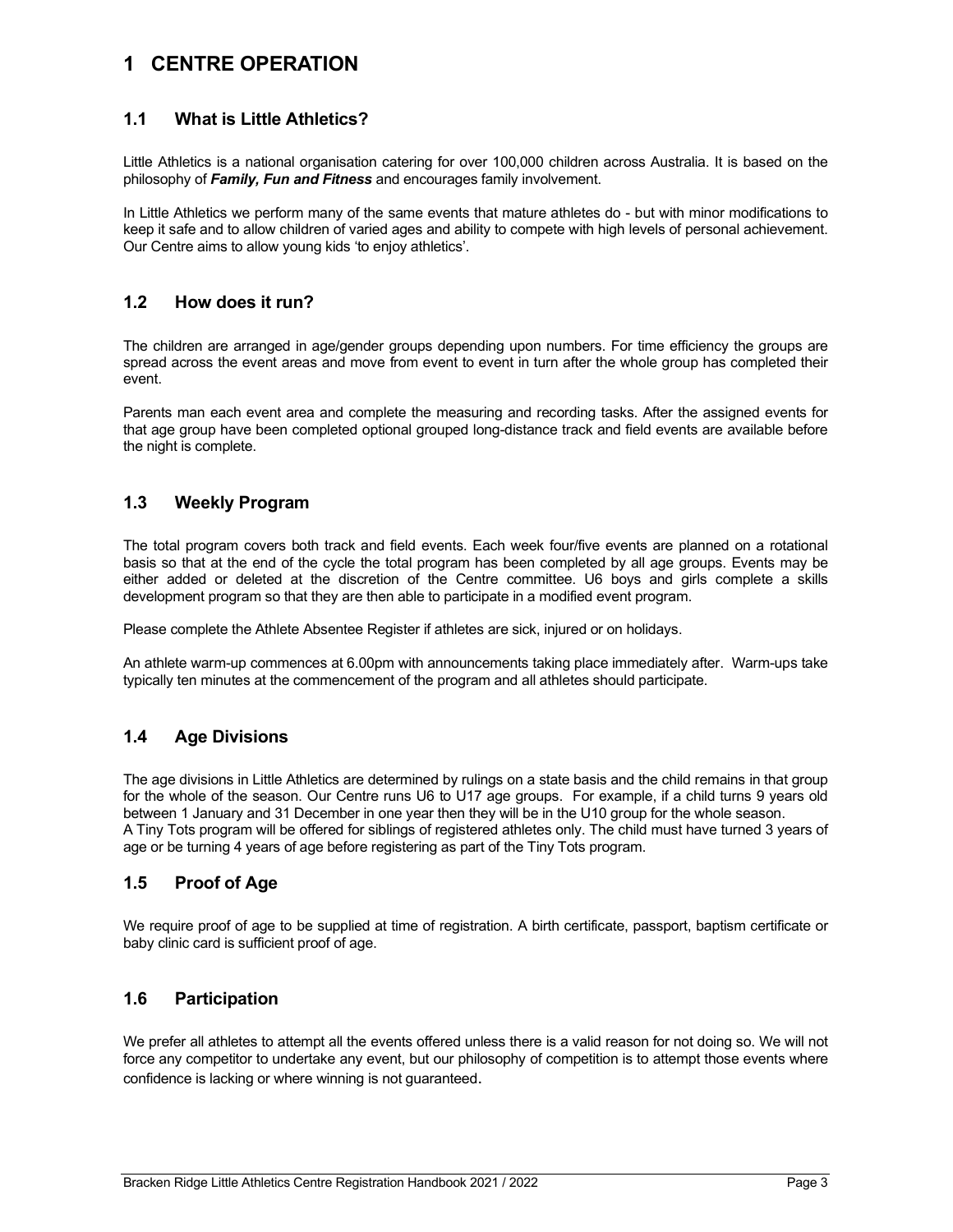# 1 CENTRE OPERATION

## 1.1 What is Little Athletics?

Little Athletics is a national organisation catering for over 100,000 children across Australia. It is based on the philosophy of ***Family, Fun and Fitness*** and encourages family involvement.

In Little Athletics we perform many of the same events that mature athletes do - but with minor modifications to keep it safe and to allow children of varied ages and ability to compete with high levels of personal achievement. Our Centre aims to allow young kids 'to enjoy athletics'.

## 1.2 How does it run?

The children are arranged in age/gender groups depending upon numbers. For time efficiency the groups are spread across the event areas and move from event to event in turn after the whole group has completed their event.

Parents man each event area and complete the measuring and recording tasks. After the assigned events for that age group have been completed optional grouped long-distance track and field events are available before the night is complete.

## 1.3 Weekly Program

The total program covers both track and field events. Each week four/five events are planned on a rotational basis so that at the end of the cycle the total program has been completed by all age groups. Events may be either added or deleted at the discretion of the Centre committee. U6 boys and girls complete a skills development program so that they are then able to participate in a modified event program.

Please complete the Athlete Absentee Register if athletes are sick, injured or on holidays.

An athlete warm-up commences at 6.00pm with announcements taking place immediately after. Warm-ups take typically ten minutes at the commencement of the program and all athletes should participate.

## 1.4 Age Divisions

The age divisions in Little Athletics are determined by rulings on a state basis and the child remains in that group for the whole of the season. Our Centre runs U6 to U17 age groups. For example, if a child turns 9 years old between 1 January and 31 December in one year then they will be in the U10 group for the whole season.
A Tiny Tots program will be offered for siblings of registered athletes only. The child must have turned 3 years of age or be turning 4 years of age before registering as part of the Tiny Tots program.

## 1.5 Proof of Age

We require proof of age to be supplied at time of registration. A birth certificate, passport, baptism certificate or baby clinic card is sufficient proof of age.

## 1.6 Participation

We prefer all athletes to attempt all the events offered unless there is a valid reason for not doing so. We will not force any competitor to undertake any event, but our philosophy of competition is to attempt those events where confidence is lacking or where winning is not guaranteed.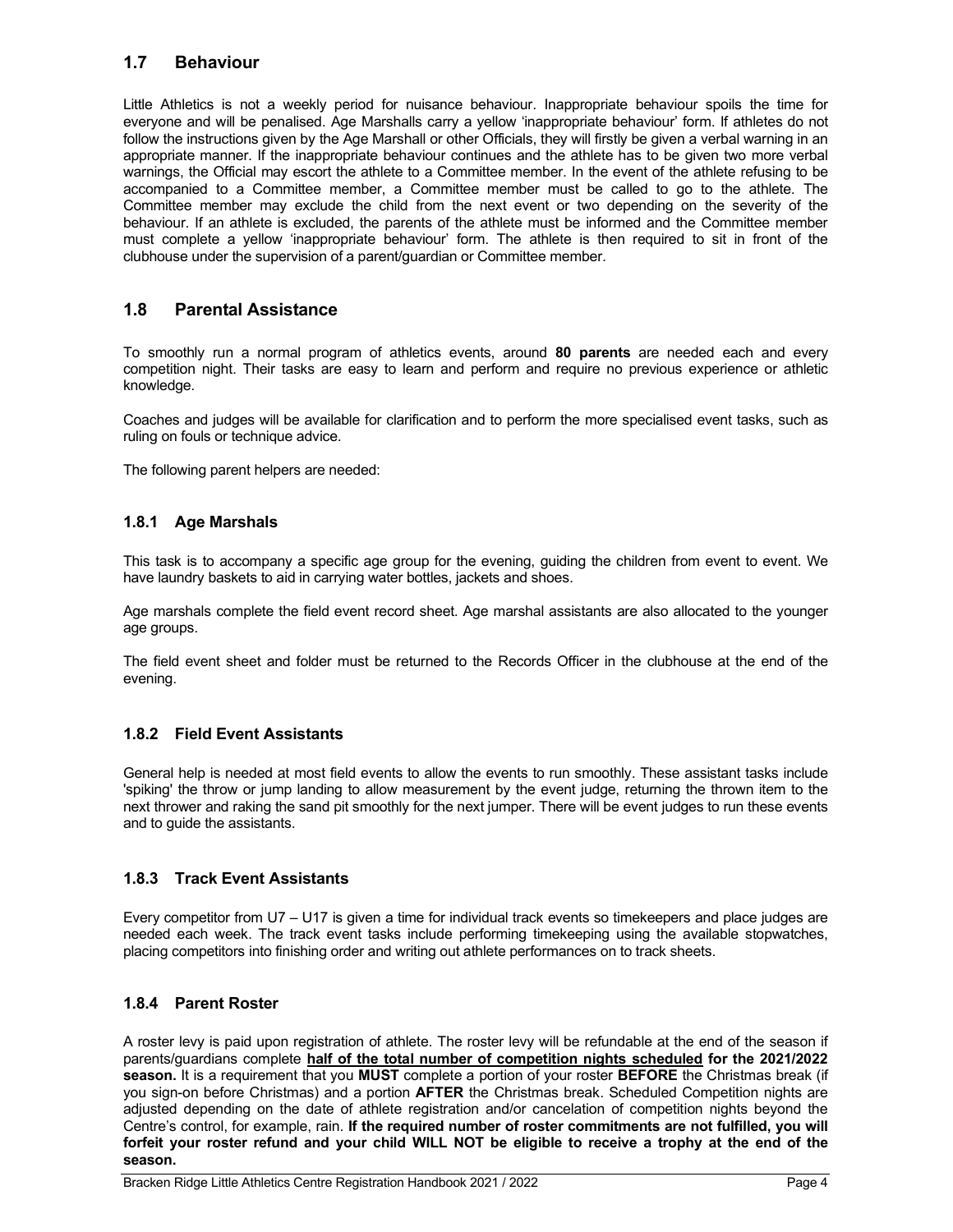## 1.7 Behaviour

Little Athletics is not a weekly period for nuisance behaviour. Inappropriate behaviour spoils the time for everyone and will be penalised. Age Marshalls carry a yellow 'inappropriate behaviour' form. If athletes do not follow the instructions given by the Age Marshall or other Officials, they will firstly be given a verbal warning in an appropriate manner. If the inappropriate behaviour continues and the athlete has to be given two more verbal warnings, the Official may escort the athlete to a Committee member. In the event of the athlete refusing to be accompanied to a Committee member, a Committee member must be called to go to the athlete. The Committee member may exclude the child from the next event or two depending on the severity of the behaviour. If an athlete is excluded, the parents of the athlete must be informed and the Committee member must complete a yellow 'inappropriate behaviour' form. The athlete is then required to sit in front of the clubhouse under the supervision of a parent/guardian or Committee member.

## 1.8 Parental Assistance

To smoothly run a normal program of athletics events, around **80 parents** are needed each and every competition night. Their tasks are easy to learn and perform and require no previous experience or athletic knowledge.

Coaches and judges will be available for clarification and to perform the more specialised event tasks, such as ruling on fouls or technique advice.

The following parent helpers are needed:

### 1.8.1 Age Marshals

This task is to accompany a specific age group for the evening, guiding the children from event to event. We have laundry baskets to aid in carrying water bottles, jackets and shoes.

Age marshals complete the field event record sheet. Age marshal assistants are also allocated to the younger age groups.

The field event sheet and folder must be returned to the Records Officer in the clubhouse at the end of the evening.

### 1.8.2 Field Event Assistants

General help is needed at most field events to allow the events to run smoothly. These assistant tasks include 'spiking' the throw or jump landing to allow measurement by the event judge, returning the thrown item to the next thrower and raking the sand pit smoothly for the next jumper. There will be event judges to run these events and to guide the assistants.

### 1.8.3 Track Event Assistants

Every competitor from U7 – U17 is given a time for individual track events so timekeepers and place judges are needed each week. The track event tasks include performing timekeeping using the available stopwatches, placing competitors into finishing order and writing out athlete performances on to track sheets.

### 1.8.4 Parent Roster

A roster levy is paid upon registration of athlete. The roster levy will be refundable at the end of the season if parents/guardians complete **half of the total number of competition nights scheduled for the 2021/2022 season.** It is a requirement that you **MUST** complete a portion of your roster **BEFORE** the Christmas break (if you sign-on before Christmas) and a portion **AFTER** the Christmas break. Scheduled Competition nights are adjusted depending on the date of athlete registration and/or cancelation of competition nights beyond the Centre's control, for example, rain. **If the required number of roster commitments are not fulfilled, you will forfeit your roster refund and your child WILL NOT be eligible to receive a trophy at the end of the season.**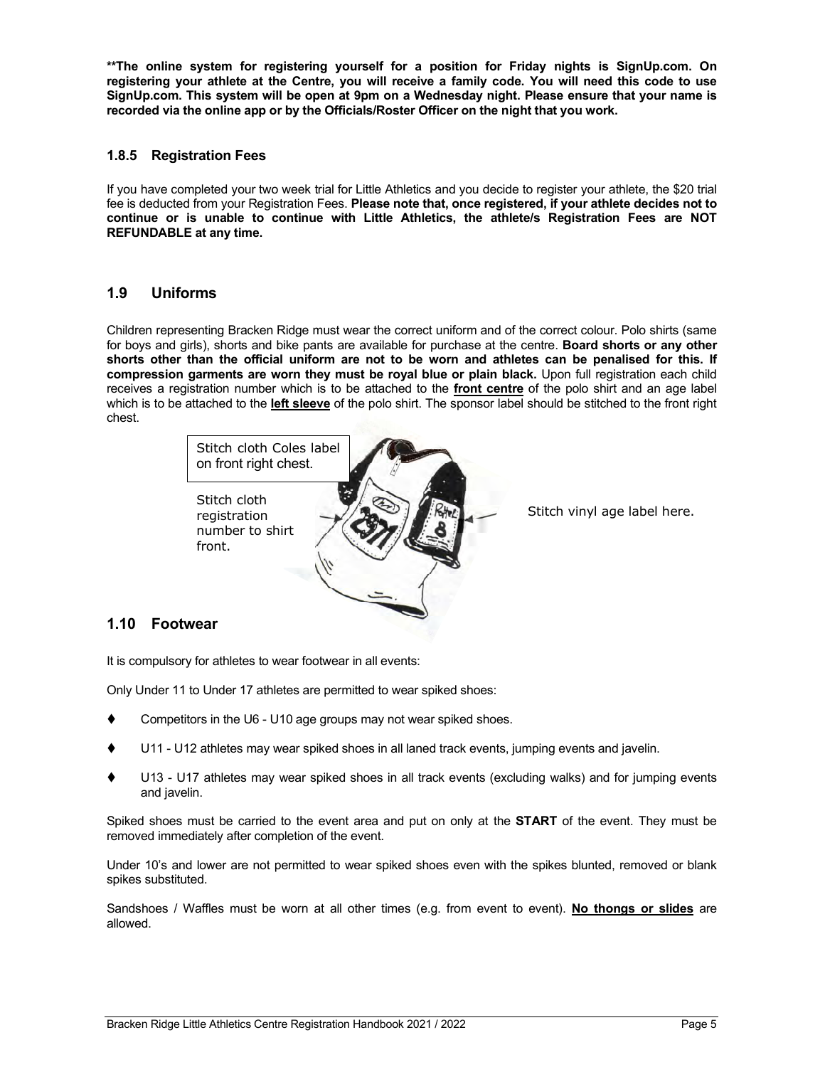**\*\*The online system for registering yourself for a position for Friday nights is SignUp.com. On registering your athlete at the Centre, you will receive a family code. You will need this code to use SignUp.com. This system will be open at 9pm on a Wednesday night. Please ensure that your name is recorded via the online app or by the Officials/Roster Officer on the night that you work.**

### 1.8.5 Registration Fees

If you have completed your two week trial for Little Athletics and you decide to register your athlete, the $20 trial fee is deducted from your Registration Fees. **Please note that, once registered, if your athlete decides not to continue or is unable to continue with Little Athletics, the athlete/s Registration Fees are NOT REFUNDABLE at any time.**

## 1.9 Uniforms

Children representing Bracken Ridge must wear the correct uniform and of the correct colour. Polo shirts (same for boys and girls), shorts and bike pants are available for purchase at the centre. **Board shorts or any other shorts other than the official uniform are not to be worn and athletes can be penalised for this. If compression garments are worn they must be royal blue or plain black.** Upon full registration each child receives a registration number which is to be attached to the **front centre** of the polo shirt and an age label which is to be attached to the **left sleeve** of the polo shirt. The sponsor label should be stitched to the front right chest.

Stitch cloth Coles label on front right chest.

Stitch cloth registration number to shirt front.

Stitch vinyl age label here.

## 1.10 Footwear

It is compulsory for athletes to wear footwear in all events:

Only Under 11 to Under 17 athletes are permitted to wear spiked shoes:

- Competitors in the U6 - U10 age groups may not wear spiked shoes.
- U11 - U12 athletes may wear spiked shoes in all laned track events, jumping events and javelin.
- U13 - U17 athletes may wear spiked shoes in all track events (excluding walks) and for jumping events and javelin.

Spiked shoes must be carried to the event area and put on only at the **START** of the event. They must be removed immediately after completion of the event.

Under 10's and lower are not permitted to wear spiked shoes even with the spikes blunted, removed or blank spikes substituted.

Sandshoes / Waffles must be worn at all other times (e.g. from event to event). **No thongs or slides** are allowed.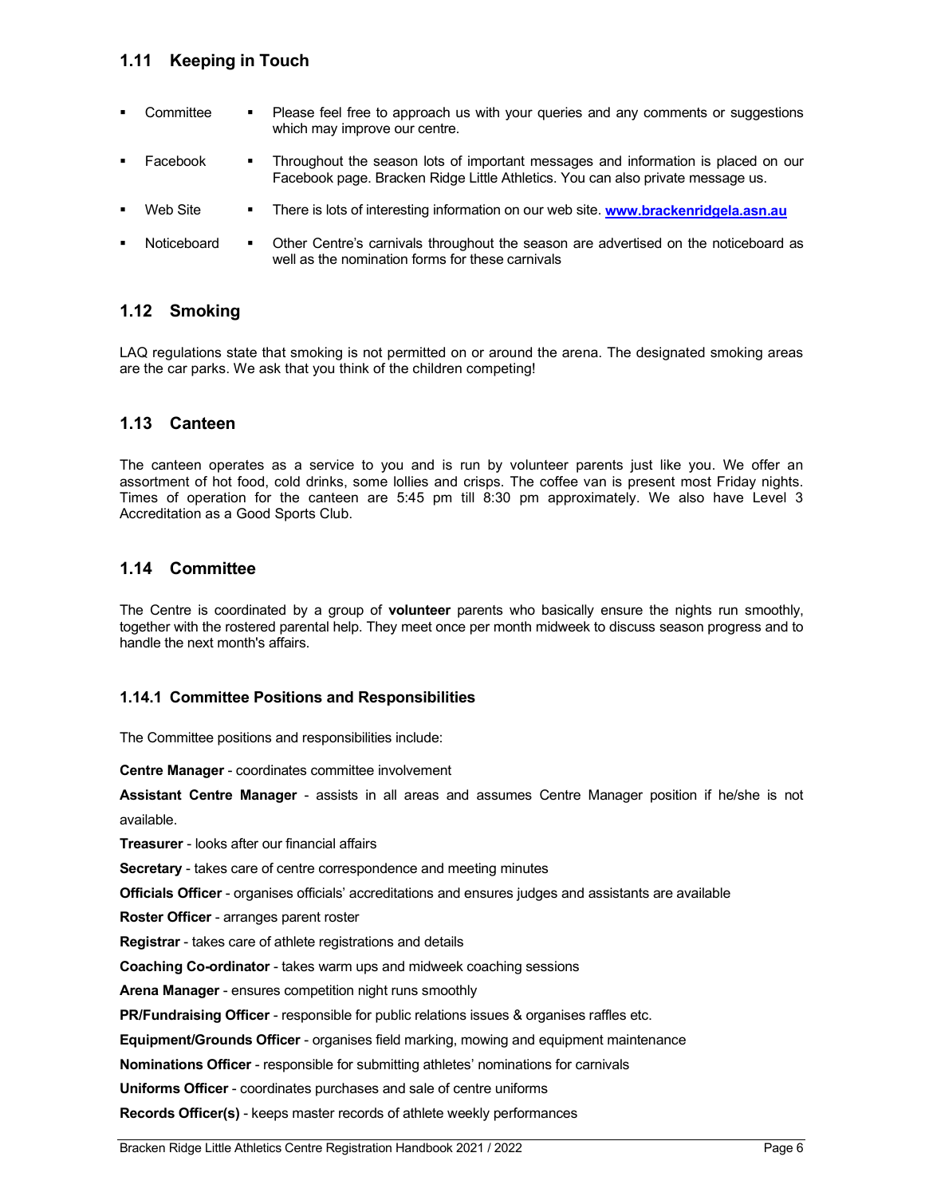## 1.11 Keeping in Touch

- Committee
  - Please feel free to approach us with your queries and any comments or suggestions which may improve our centre.
- Facebook
  - Throughout the season lots of important messages and information is placed on our Facebook page. Bracken Ridge Little Athletics. You can also private message us.
- Web Site
  - There is lots of interesting information on our web site. **[www.brackenridgela.asn.au](http://www.brackenridgela.asn.au)**
- Noticeboard
  - Other Centre's carnivals throughout the season are advertised on the noticeboard as well as the nomination forms for these carnivals

## 1.12 Smoking

LAQ regulations state that smoking is not permitted on or around the arena. The designated smoking areas are the car parks. We ask that you think of the children competing!

## 1.13 Canteen

The canteen operates as a service to you and is run by volunteer parents just like you. We offer an assortment of hot food, cold drinks, some lollies and crisps. The coffee van is present most Friday nights. Times of operation for the canteen are 5:45 pm till 8:30 pm approximately. We also have Level 3 Accreditation as a Good Sports Club.

## 1.14 Committee

The Centre is coordinated by a group of **volunteer** parents who basically ensure the nights run smoothly, together with the rostered parental help. They meet once per month midweek to discuss season progress and to handle the next month's affairs.

### 1.14.1 Committee Positions and Responsibilities

The Committee positions and responsibilities include:

**Centre Manager** - coordinates committee involvement

**Assistant Centre Manager** - assists in all areas and assumes Centre Manager position if he/she is not available.

**Treasurer** - looks after our financial affairs

**Secretary** - takes care of centre correspondence and meeting minutes

**Officials Officer** - organises officials' accreditations and ensures judges and assistants are available

**Roster Officer** - arranges parent roster

**Registrar** - takes care of athlete registrations and details

**Coaching Co-ordinator** - takes warm ups and midweek coaching sessions

**Arena Manager** - ensures competition night runs smoothly

**PR/Fundraising Officer** - responsible for public relations issues & organises raffles etc.

**Equipment/Grounds Officer** - organises field marking, mowing and equipment maintenance

**Nominations Officer** - responsible for submitting athletes' nominations for carnivals

**Uniforms Officer** - coordinates purchases and sale of centre uniforms

**Records Officer(s)** - keeps master records of athlete weekly performances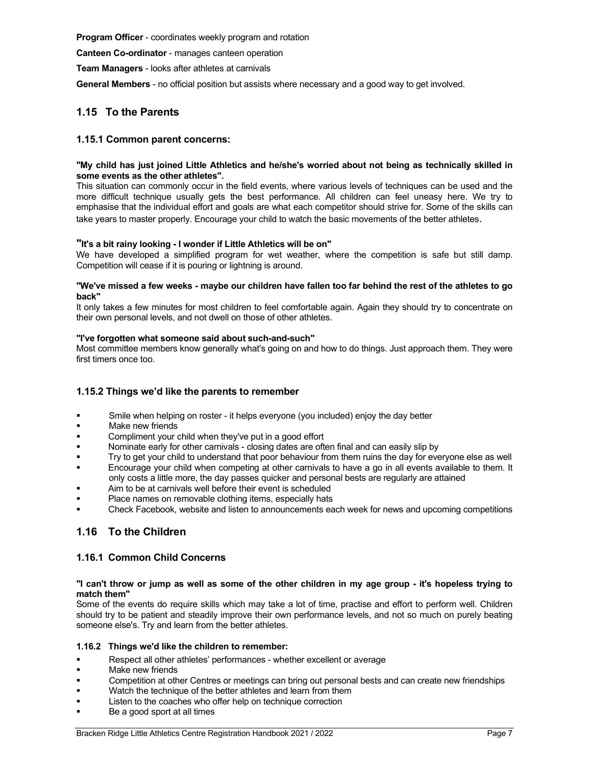**Program Officer** - coordinates weekly program and rotation

**Canteen Co-ordinator** - manages canteen operation

**Team Managers** - looks after athletes at carnivals

**General Members** - no official position but assists where necessary and a good way to get involved.

## 1.15 To the Parents

### 1.15.1 Common parent concerns:

**"My child has just joined Little Athletics and he/she's worried about not being as technically skilled in some events as the other athletes".**

This situation can commonly occur in the field events, where various levels of techniques can be used and the more difficult technique usually gets the best performance. All children can feel uneasy here. We try to emphasise that the individual effort and goals are what each competitor should strive for. Some of the skills can take years to master properly. Encourage your child to watch the basic movements of the better athletes.

**"It's a bit rainy looking - I wonder if Little Athletics will be on"**

We have developed a simplified program for wet weather, where the competition is safe but still damp. Competition will cease if it is pouring or lightning is around.

**"We've missed a few weeks - maybe our children have fallen too far behind the rest of the athletes to go back"**

It only takes a few minutes for most children to feel comfortable again. Again they should try to concentrate on their own personal levels, and not dwell on those of other athletes.

**"I've forgotten what someone said about such-and-such"**

Most committee members know generally what's going on and how to do things. Just approach them. They were first timers once too.

### 1.15.2 Things we'd like the parents to remember

- Smile when helping on roster - it helps everyone (you included) enjoy the day better
- Make new friends
- Compliment your child when they've put in a good effort
- Nominate early for other carnivals - closing dates are often final and can easily slip by
- Try to get your child to understand that poor behaviour from them ruins the day for everyone else as well
- Encourage your child when competing at other carnivals to have a go in all events available to them. It only costs a little more, the day passes quicker and personal bests are regularly are attained
- Aim to be at carnivals well before their event is scheduled
- Place names on removable clothing items, especially hats
- Check Facebook, website and listen to announcements each week for news and upcoming competitions

## 1.16 To the Children

### 1.16.1 Common Child Concerns

**"I can't throw or jump as well as some of the other children in my age group - it's hopeless trying to match them"**

Some of the events do require skills which may take a lot of time, practise and effort to perform well. Children should try to be patient and steadily improve their own performance levels, and not so much on purely beating someone else's. Try and learn from the better athletes.

#### 1.16.2 Things we'd like the children to remember:

- Respect all other athletes' performances - whether excellent or average
- Make new friends
- Competition at other Centres or meetings can bring out personal bests and can create new friendships
- Watch the technique of the better athletes and learn from them
- Listen to the coaches who offer help on technique correction
- Be a good sport at all times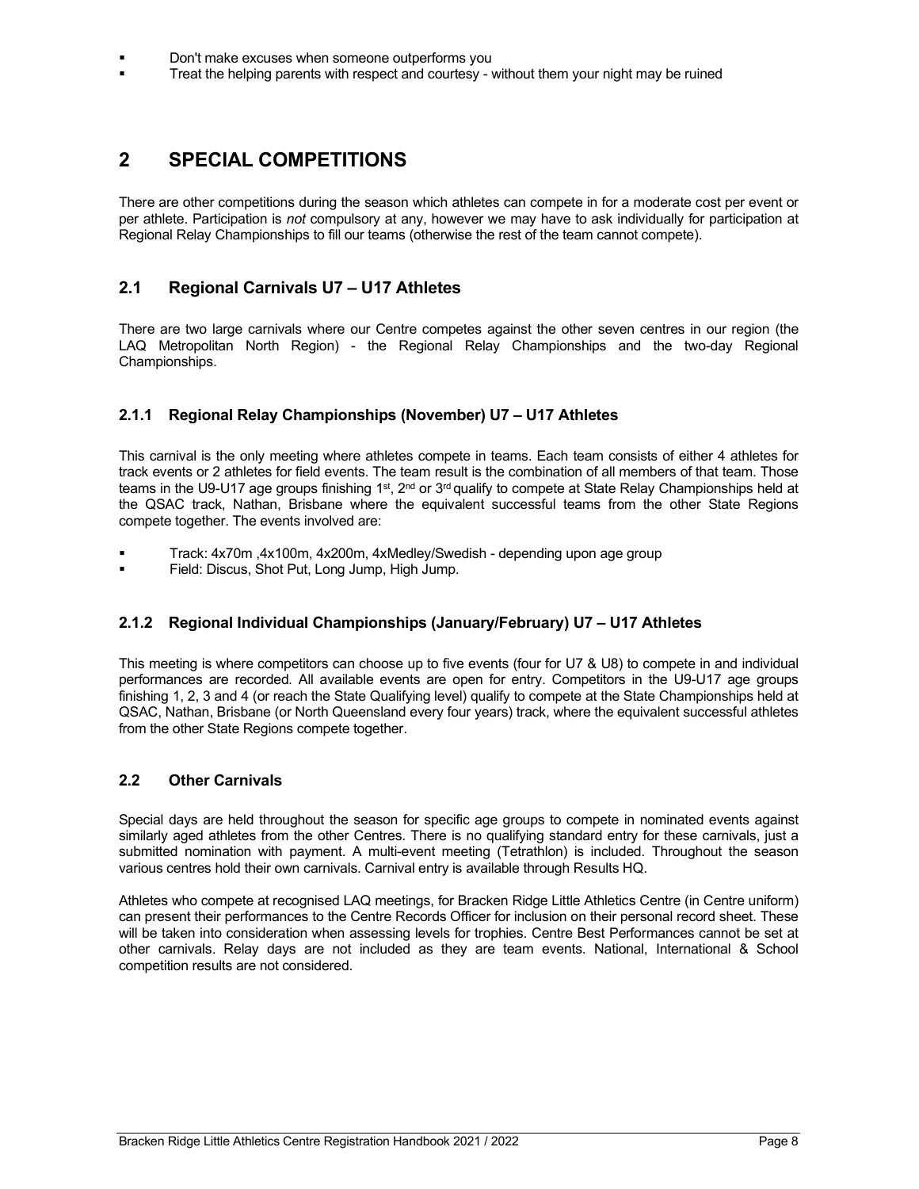- Don't make excuses when someone outperforms you
- Treat the helping parents with respect and courtesy - without them your night may be ruined

# 2 SPECIAL COMPETITIONS

There are other competitions during the season which athletes can compete in for a moderate cost per event or per athlete. Participation is *not* compulsory at any, however we may have to ask individually for participation at Regional Relay Championships to fill our teams (otherwise the rest of the team cannot compete).

## 2.1 Regional Carnivals U7 – U17 Athletes

There are two large carnivals where our Centre competes against the other seven centres in our region (the LAQ Metropolitan North Region) - the Regional Relay Championships and the two-day Regional Championships.

### 2.1.1 Regional Relay Championships (November) U7 – U17 Athletes

This carnival is the only meeting where athletes compete in teams. Each team consists of either 4 athletes for track events or 2 athletes for field events. The team result is the combination of all members of that team. Those teams in the U9-U17 age groups finishing 1st, 2nd or 3rd qualify to compete at State Relay Championships held at the QSAC track, Nathan, Brisbane where the equivalent successful teams from the other State Regions compete together. The events involved are:

- Track: 4x70m ,4x100m, 4x200m, 4xMedley/Swedish - depending upon age group
- Field: Discus, Shot Put, Long Jump, High Jump.

### 2.1.2 Regional Individual Championships (January/February) U7 – U17 Athletes

This meeting is where competitors can choose up to five events (four for U7 & U8) to compete in and individual performances are recorded. All available events are open for entry. Competitors in the U9-U17 age groups finishing 1, 2, 3 and 4 (or reach the State Qualifying level) qualify to compete at the State Championships held at QSAC, Nathan, Brisbane (or North Queensland every four years) track, where the equivalent successful athletes from the other State Regions compete together.

## 2.2 Other Carnivals

Special days are held throughout the season for specific age groups to compete in nominated events against similarly aged athletes from the other Centres. There is no qualifying standard entry for these carnivals, just a submitted nomination with payment. A multi-event meeting (Tetrathlon) is included. Throughout the season various centres hold their own carnivals. Carnival entry is available through Results HQ.

Athletes who compete at recognised LAQ meetings, for Bracken Ridge Little Athletics Centre (in Centre uniform) can present their performances to the Centre Records Officer for inclusion on their personal record sheet. These will be taken into consideration when assessing levels for trophies. Centre Best Performances cannot be set at other carnivals. Relay days are not included as they are team events. National, International & School competition results are not considered.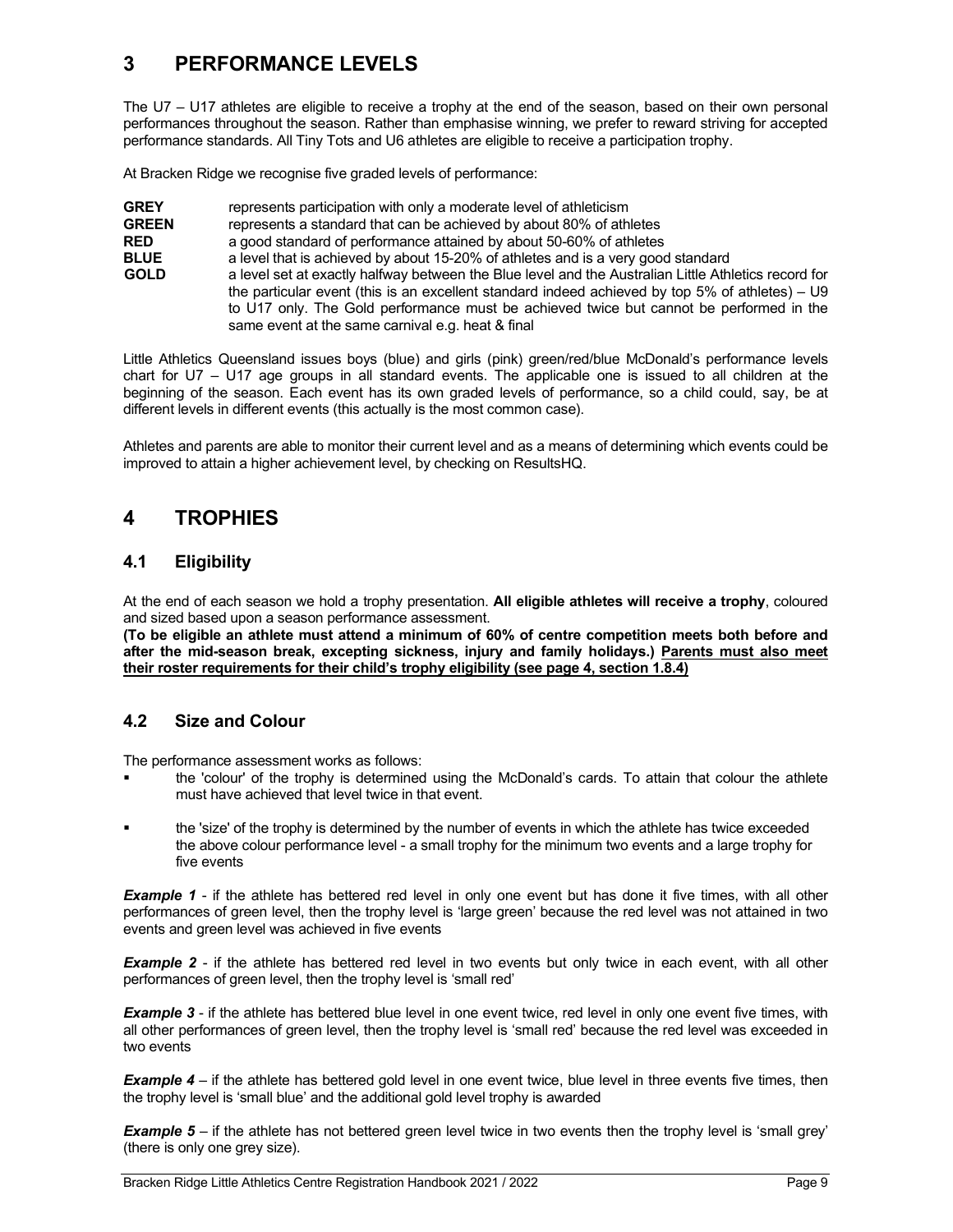# 3 PERFORMANCE LEVELS

The U7 – U17 athletes are eligible to receive a trophy at the end of the season, based on their own personal performances throughout the season. Rather than emphasise winning, we prefer to reward striving for accepted performance standards. All Tiny Tots and U6 athletes are eligible to receive a participation trophy.

At Bracken Ridge we recognise five graded levels of performance:

| | |
|---|---|
| **GREY** | represents participation with only a moderate level of athleticism |
| **GREEN** | represents a standard that can be achieved by about 80% of athletes |
| **RED** | a good standard of performance attained by about 50-60% of athletes |
| **BLUE** | a level that is achieved by about 15-20% of athletes and is a very good standard |
| **GOLD** | a level set at exactly halfway between the Blue level and the Australian Little Athletics record for the particular event (this is an excellent standard indeed achieved by top 5% of athletes) – U9 to U17 only. The Gold performance must be achieved twice but cannot be performed in the same event at the same carnival e.g. heat & final |

Little Athletics Queensland issues boys (blue) and girls (pink) green/red/blue McDonald's performance levels chart for U7 – U17 age groups in all standard events. The applicable one is issued to all children at the beginning of the season. Each event has its own graded levels of performance, so a child could, say, be at different levels in different events (this actually is the most common case).

Athletes and parents are able to monitor their current level and as a means of determining which events could be improved to attain a higher achievement level, by checking on ResultsHQ.

# 4 TROPHIES

## 4.1 Eligibility

At the end of each season we hold a trophy presentation. **All eligible athletes will receive a trophy**, coloured and sized based upon a season performance assessment.

**(To be eligible an athlete must attend a minimum of 60% of centre competition meets both before and after the mid-season break, excepting sickness, injury and family holidays.) Parents must also meet their roster requirements for their child's trophy eligibility (see page 4, section 1.8.4)**

## 4.2 Size and Colour

The performance assessment works as follows:

- the 'colour' of the trophy is determined using the McDonald's cards. To attain that colour the athlete must have achieved that level twice in that event.
- the 'size' of the trophy is determined by the number of events in which the athlete has twice exceeded the above colour performance level - a small trophy for the minimum two events and a large trophy for five events

***Example 1*** - if the athlete has bettered red level in only one event but has done it five times, with all other performances of green level, then the trophy level is 'large green' because the red level was not attained in two events and green level was achieved in five events

***Example 2*** - if the athlete has bettered red level in two events but only twice in each event, with all other performances of green level, then the trophy level is 'small red'

***Example 3*** - if the athlete has bettered blue level in one event twice, red level in only one event five times, with all other performances of green level, then the trophy level is 'small red' because the red level was exceeded in two events

***Example 4*** – if the athlete has bettered gold level in one event twice, blue level in three events five times, then the trophy level is 'small blue' and the additional gold level trophy is awarded

***Example 5*** – if the athlete has not bettered green level twice in two events then the trophy level is 'small grey' (there is only one grey size).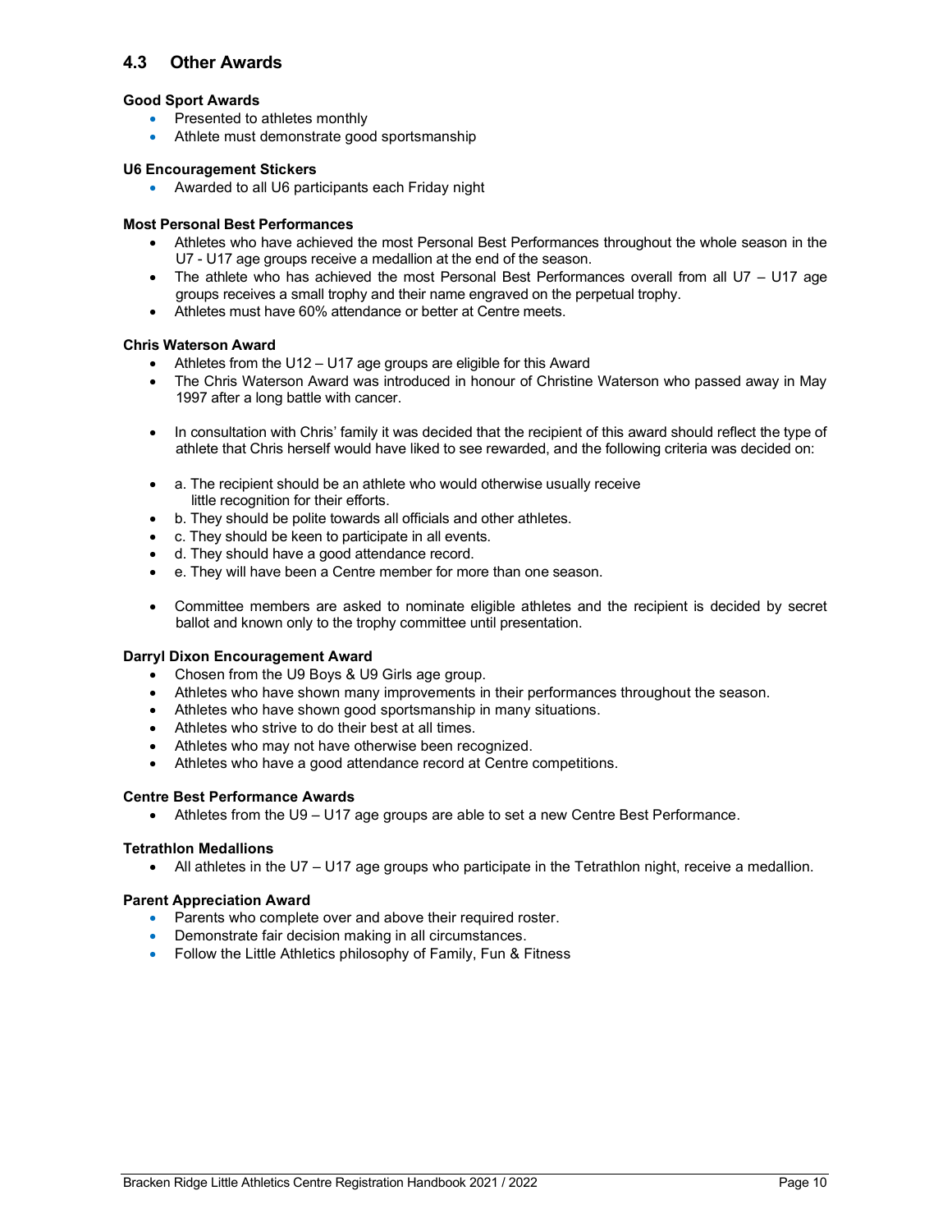## 4.3 Other Awards

**Good Sport Awards**

- Presented to athletes monthly
- Athlete must demonstrate good sportsmanship

**U6 Encouragement Stickers**

- Awarded to all U6 participants each Friday night

**Most Personal Best Performances**

- Athletes who have achieved the most Personal Best Performances throughout the whole season in the U7 - U17 age groups receive a medallion at the end of the season.
- The athlete who has achieved the most Personal Best Performances overall from all U7 – U17 age groups receives a small trophy and their name engraved on the perpetual trophy.
- Athletes must have 60% attendance or better at Centre meets.

**Chris Waterson Award**

- Athletes from the U12 – U17 age groups are eligible for this Award
- The Chris Waterson Award was introduced in honour of Christine Waterson who passed away in May 1997 after a long battle with cancer.
- In consultation with Chris' family it was decided that the recipient of this award should reflect the type of athlete that Chris herself would have liked to see rewarded, and the following criteria was decided on:
- a. The recipient should be an athlete who would otherwise usually receive little recognition for their efforts.
- b. They should be polite towards all officials and other athletes.
- c. They should be keen to participate in all events.
- d. They should have a good attendance record.
- e. They will have been a Centre member for more than one season.
- Committee members are asked to nominate eligible athletes and the recipient is decided by secret ballot and known only to the trophy committee until presentation.

**Darryl Dixon Encouragement Award**

- Chosen from the U9 Boys & U9 Girls age group.
- Athletes who have shown many improvements in their performances throughout the season.
- Athletes who have shown good sportsmanship in many situations.
- Athletes who strive to do their best at all times.
- Athletes who may not have otherwise been recognized.
- Athletes who have a good attendance record at Centre competitions.

**Centre Best Performance Awards**

- Athletes from the U9 – U17 age groups are able to set a new Centre Best Performance.

**Tetrathlon Medallions**

- All athletes in the U7 – U17 age groups who participate in the Tetrathlon night, receive a medallion.

**Parent Appreciation Award**

- Parents who complete over and above their required roster.
- Demonstrate fair decision making in all circumstances.
- Follow the Little Athletics philosophy of Family, Fun & Fitness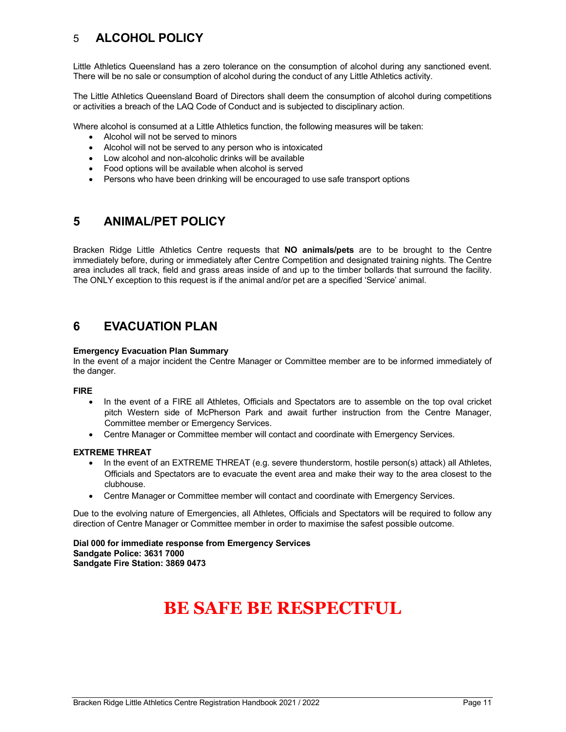## 5 ALCOHOL POLICY

Little Athletics Queensland has a zero tolerance on the consumption of alcohol during any sanctioned event. There will be no sale or consumption of alcohol during the conduct of any Little Athletics activity.

The Little Athletics Queensland Board of Directors shall deem the consumption of alcohol during competitions or activities a breach of the LAQ Code of Conduct and is subjected to disciplinary action.

Where alcohol is consumed at a Little Athletics function, the following measures will be taken:

- Alcohol will not be served to minors
- Alcohol will not be served to any person who is intoxicated
- Low alcohol and non-alcoholic drinks will be available
- Food options will be available when alcohol is served
- Persons who have been drinking will be encouraged to use safe transport options

## 5 ANIMAL/PET POLICY

Bracken Ridge Little Athletics Centre requests that **NO animals/pets** are to be brought to the Centre immediately before, during or immediately after Centre Competition and designated training nights. The Centre area includes all track, field and grass areas inside of and up to the timber bollards that surround the facility. The ONLY exception to this request is if the animal and/or pet are a specified 'Service' animal.

## 6 EVACUATION PLAN

**Emergency Evacuation Plan Summary**

In the event of a major incident the Centre Manager or Committee member are to be informed immediately of the danger.

**FIRE**

- In the event of a FIRE all Athletes, Officials and Spectators are to assemble on the top oval cricket pitch Western side of McPherson Park and await further instruction from the Centre Manager, Committee member or Emergency Services.
- Centre Manager or Committee member will contact and coordinate with Emergency Services.

**EXTREME THREAT**

- In the event of an EXTREME THREAT (e.g. severe thunderstorm, hostile person(s) attack) all Athletes, Officials and Spectators are to evacuate the event area and make their way to the area closest to the clubhouse.
- Centre Manager or Committee member will contact and coordinate with Emergency Services.

Due to the evolving nature of Emergencies, all Athletes, Officials and Spectators will be required to follow any direction of Centre Manager or Committee member in order to maximise the safest possible outcome.

**Dial 000 for immediate response from Emergency Services**
**Sandgate Police: 3631 7000**
**Sandgate Fire Station: 3869 0473**

# BE SAFE BE RESPECTFUL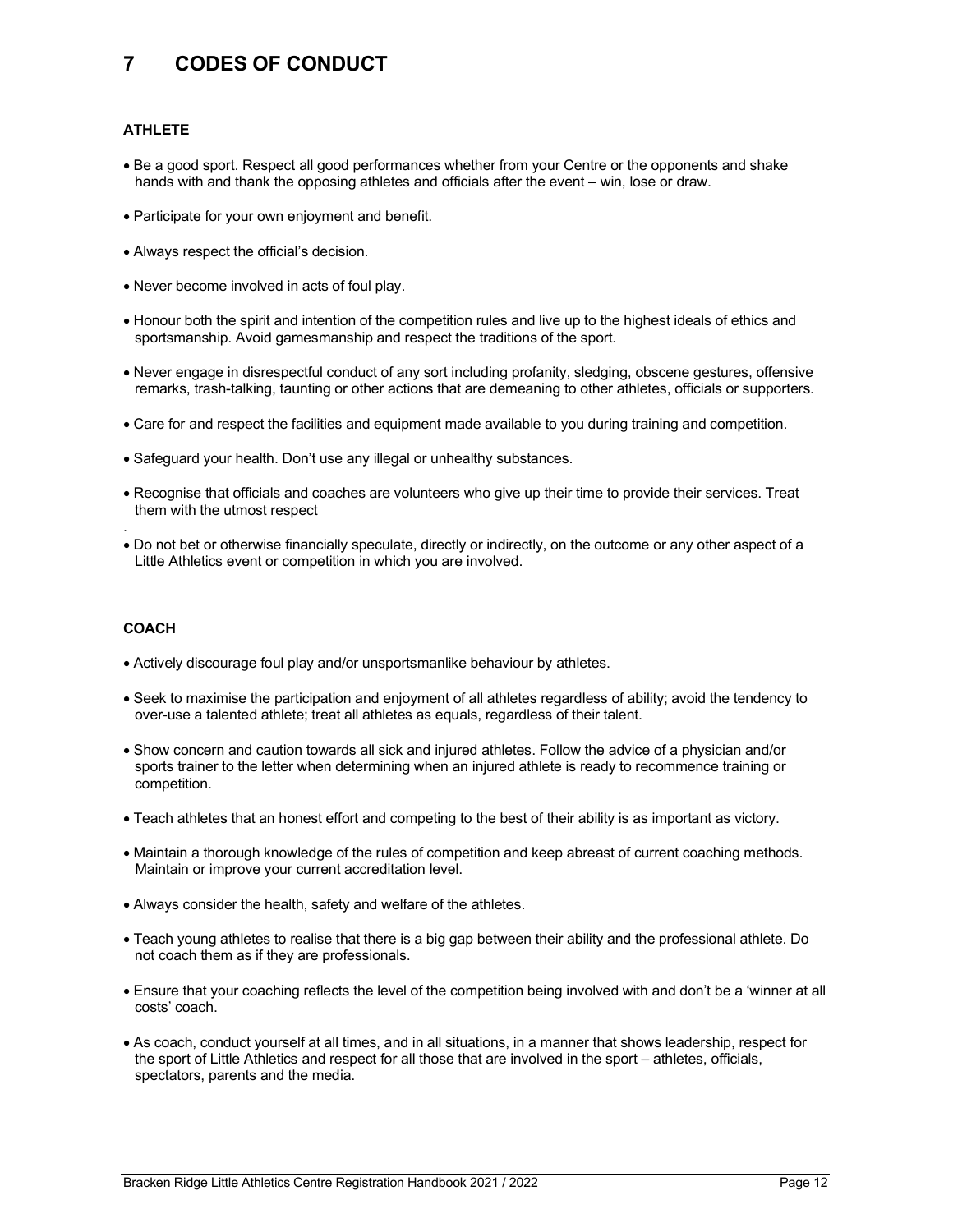# 7 CODES OF CONDUCT

### ATHLETE

- Be a good sport. Respect all good performances whether from your Centre or the opponents and shake hands with and thank the opposing athletes and officials after the event – win, lose or draw.
- Participate for your own enjoyment and benefit.
- Always respect the official's decision.
- Never become involved in acts of foul play.
- Honour both the spirit and intention of the competition rules and live up to the highest ideals of ethics and sportsmanship. Avoid gamesmanship and respect the traditions of the sport.
- Never engage in disrespectful conduct of any sort including profanity, sledging, obscene gestures, offensive remarks, trash-talking, taunting or other actions that are demeaning to other athletes, officials or supporters.
- Care for and respect the facilities and equipment made available to you during training and competition.
- Safeguard your health. Don't use any illegal or unhealthy substances.
- Recognise that officials and coaches are volunteers who give up their time to provide their services. Treat them with the utmost respect
- Do not bet or otherwise financially speculate, directly or indirectly, on the outcome or any other aspect of a Little Athletics event or competition in which you are involved.

### COACH

- Actively discourage foul play and/or unsportsmanlike behaviour by athletes.
- Seek to maximise the participation and enjoyment of all athletes regardless of ability; avoid the tendency to over-use a talented athlete; treat all athletes as equals, regardless of their talent.
- Show concern and caution towards all sick and injured athletes. Follow the advice of a physician and/or sports trainer to the letter when determining when an injured athlete is ready to recommence training or competition.
- Teach athletes that an honest effort and competing to the best of their ability is as important as victory.
- Maintain a thorough knowledge of the rules of competition and keep abreast of current coaching methods. Maintain or improve your current accreditation level.
- Always consider the health, safety and welfare of the athletes.
- Teach young athletes to realise that there is a big gap between their ability and the professional athlete. Do not coach them as if they are professionals.
- Ensure that your coaching reflects the level of the competition being involved with and don't be a 'winner at all costs' coach.
- As coach, conduct yourself at all times, and in all situations, in a manner that shows leadership, respect for the sport of Little Athletics and respect for all those that are involved in the sport – athletes, officials, spectators, parents and the media.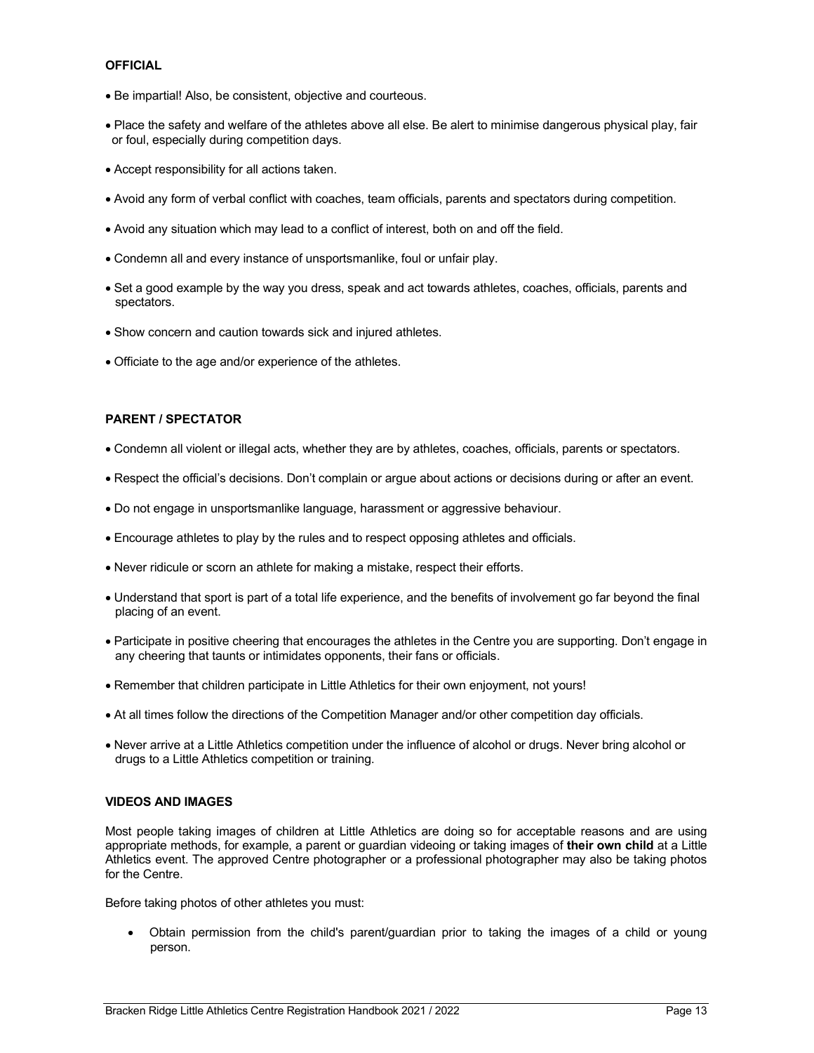**OFFICIAL**

- Be impartial! Also, be consistent, objective and courteous.
- Place the safety and welfare of the athletes above all else. Be alert to minimise dangerous physical play, fair or foul, especially during competition days.
- Accept responsibility for all actions taken.
- Avoid any form of verbal conflict with coaches, team officials, parents and spectators during competition.
- Avoid any situation which may lead to a conflict of interest, both on and off the field.
- Condemn all and every instance of unsportsmanlike, foul or unfair play.
- Set a good example by the way you dress, speak and act towards athletes, coaches, officials, parents and spectators.
- Show concern and caution towards sick and injured athletes.
- Officiate to the age and/or experience of the athletes.

**PARENT / SPECTATOR**

- Condemn all violent or illegal acts, whether they are by athletes, coaches, officials, parents or spectators.
- Respect the official's decisions. Don't complain or argue about actions or decisions during or after an event.
- Do not engage in unsportsmanlike language, harassment or aggressive behaviour.
- Encourage athletes to play by the rules and to respect opposing athletes and officials.
- Never ridicule or scorn an athlete for making a mistake, respect their efforts.
- Understand that sport is part of a total life experience, and the benefits of involvement go far beyond the final placing of an event.
- Participate in positive cheering that encourages the athletes in the Centre you are supporting. Don't engage in any cheering that taunts or intimidates opponents, their fans or officials.
- Remember that children participate in Little Athletics for their own enjoyment, not yours!
- At all times follow the directions of the Competition Manager and/or other competition day officials.
- Never arrive at a Little Athletics competition under the influence of alcohol or drugs. Never bring alcohol or drugs to a Little Athletics competition or training.

**VIDEOS AND IMAGES**

Most people taking images of children at Little Athletics are doing so for acceptable reasons and are using appropriate methods, for example, a parent or guardian videoing or taking images of **their own child** at a Little Athletics event. The approved Centre photographer or a professional photographer may also be taking photos for the Centre.

Before taking photos of other athletes you must:

- Obtain permission from the child's parent/guardian prior to taking the images of a child or young person.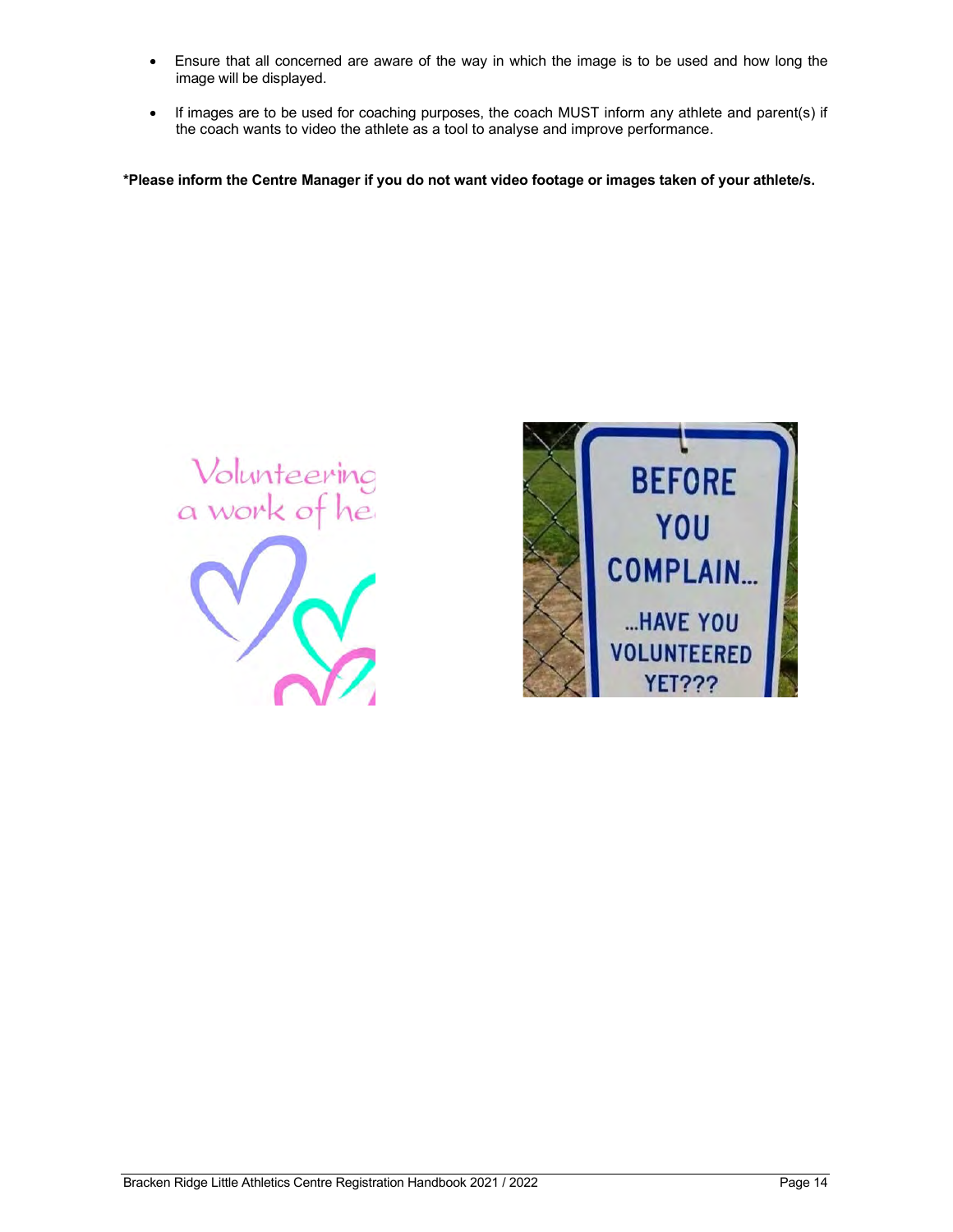- Ensure that all concerned are aware of the way in which the image is to be used and how long the image will be displayed.
- If images are to be used for coaching purposes, the coach MUST inform any athlete and parent(s) if the coach wants to video the athlete as a tool to analyse and improve performance.

**\*Please inform the Centre Manager if you do not want video footage or images taken of your athlete/s.**